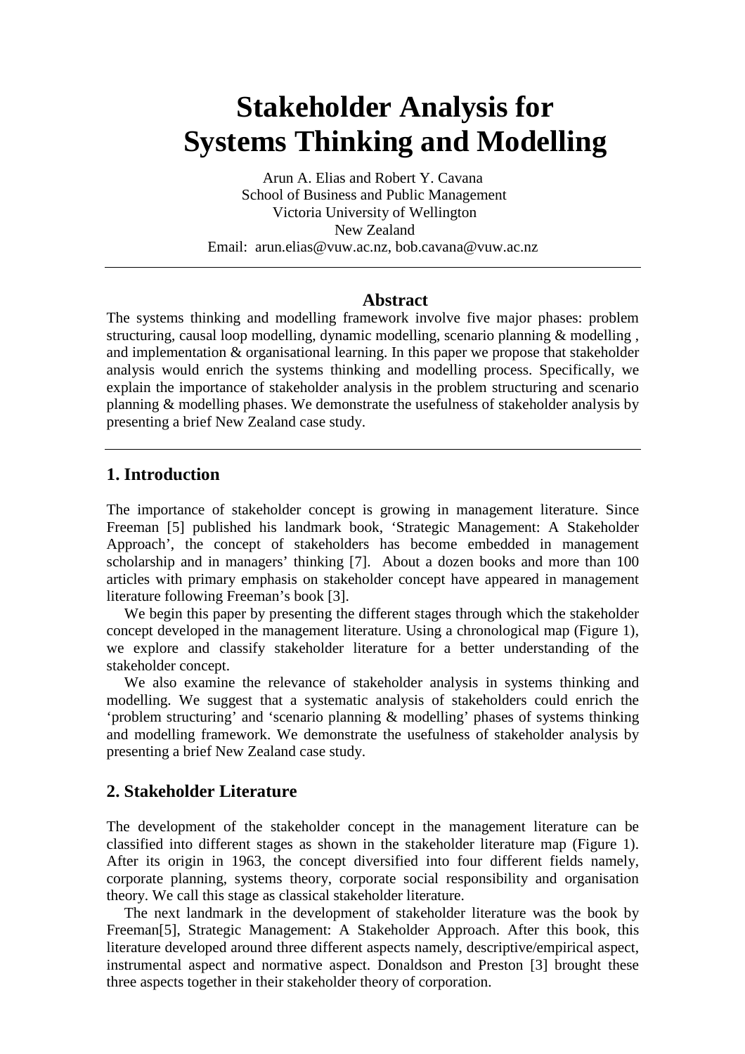# Stakeholder Analysis for Systems Thinking and Modelling

Arun A. Elias and Robert Y. Cavana
School of Business and Public Management
Victoria University of Wellington
New Zealand
Email: arun.elias@vuw.ac.nz, bob.cavana@vuw.ac.nz

---

## Abstract

The systems thinking and modelling framework involve five major phases: problem structuring, causal loop modelling, dynamic modelling, scenario planning & modelling , and implementation & organisational learning. In this paper we propose that stakeholder analysis would enrich the systems thinking and modelling process. Specifically, we explain the importance of stakeholder analysis in the problem structuring and scenario planning & modelling phases. We demonstrate the usefulness of stakeholder analysis by presenting a brief New Zealand case study.

---

## 1. Introduction

The importance of stakeholder concept is growing in management literature. Since Freeman [5] published his landmark book, 'Strategic Management: A Stakeholder Approach', the concept of stakeholders has become embedded in management scholarship and in managers' thinking [7]. About a dozen books and more than 100 articles with primary emphasis on stakeholder concept have appeared in management literature following Freeman's book [3].

We begin this paper by presenting the different stages through which the stakeholder concept developed in the management literature. Using a chronological map (Figure 1), we explore and classify stakeholder literature for a better understanding of the stakeholder concept.

We also examine the relevance of stakeholder analysis in systems thinking and modelling. We suggest that a systematic analysis of stakeholders could enrich the 'problem structuring' and 'scenario planning & modelling' phases of systems thinking and modelling framework. We demonstrate the usefulness of stakeholder analysis by presenting a brief New Zealand case study.

## 2. Stakeholder Literature

The development of the stakeholder concept in the management literature can be classified into different stages as shown in the stakeholder literature map (Figure 1). After its origin in 1963, the concept diversified into four different fields namely, corporate planning, systems theory, corporate social responsibility and organisation theory. We call this stage as classical stakeholder literature.

The next landmark in the development of stakeholder literature was the book by Freeman[5], Strategic Management: A Stakeholder Approach. After this book, this literature developed around three different aspects namely, descriptive/empirical aspect, instrumental aspect and normative aspect. Donaldson and Preston [3] brought these three aspects together in their stakeholder theory of corporation.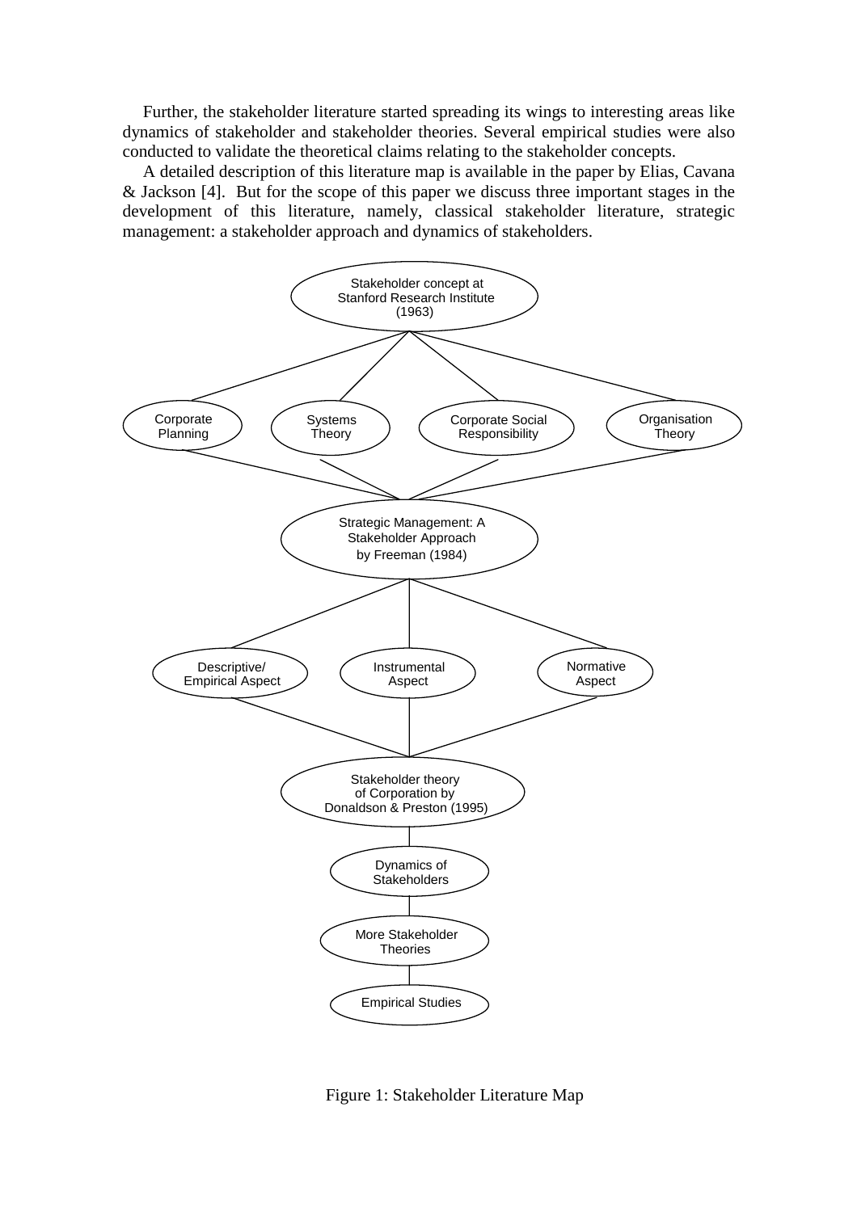Further, the stakeholder literature started spreading its wings to interesting areas like dynamics of stakeholder and stakeholder theories. Several empirical studies were also conducted to validate the theoretical claims relating to the stakeholder concepts.

A detailed description of this literature map is available in the paper by Elias, Cavana & Jackson [4]. But for the scope of this paper we discuss three important stages in the development of this literature, namely, classical stakeholder literature, strategic management: a stakeholder approach and dynamics of stakeholders.

Stakeholder concept at Stanford Research Institute (1963)

Corporate Planning

Systems Theory

Corporate Social Responsibility

Organisation Theory

Strategic Management: A Stakeholder Approach by Freeman (1984)

Descriptive/ Empirical Aspect

Instrumental Aspect

Normative Aspect

Stakeholder theory of Corporation by Donaldson & Preston (1995)

Dynamics of Stakeholders

More Stakeholder Theories

Empirical Studies

Figure 1: Stakeholder Literature Map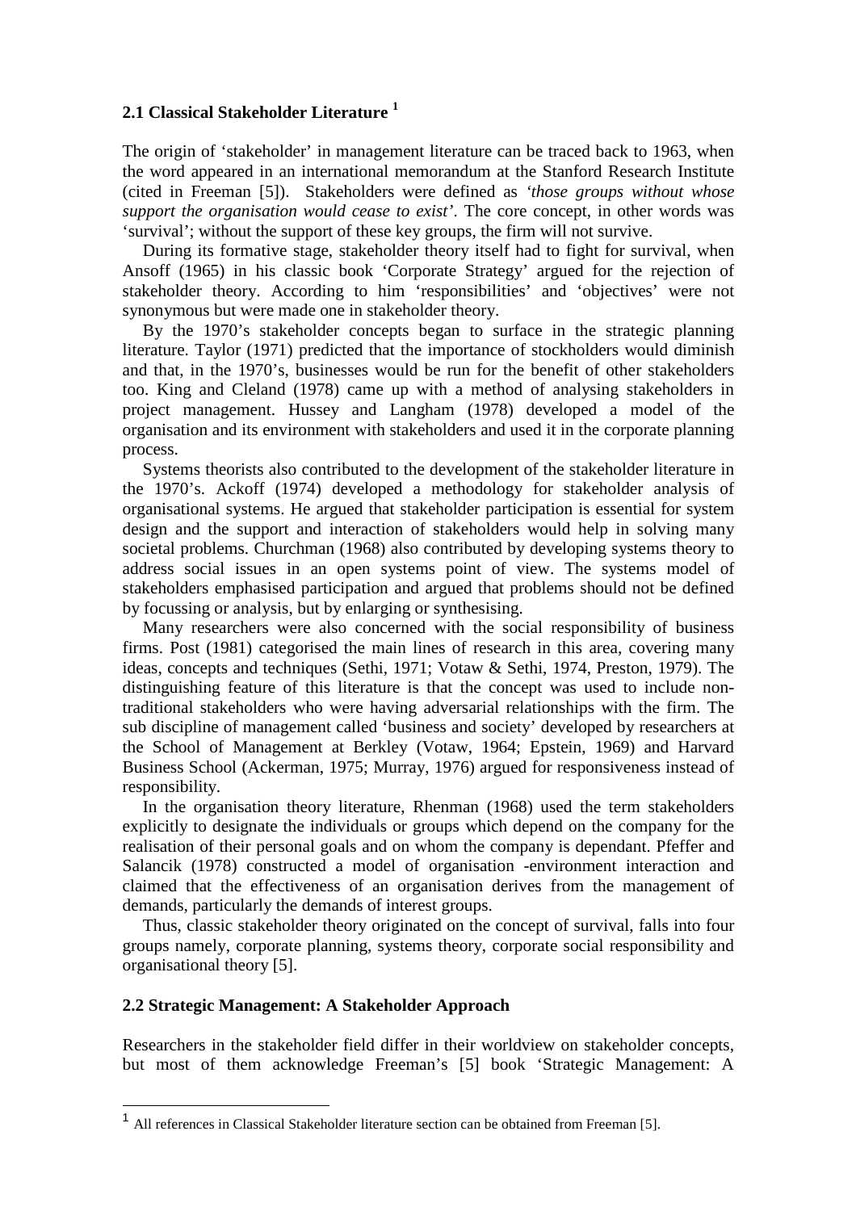### 2.1 Classical Stakeholder Literature [1]

The origin of 'stakeholder' in management literature can be traced back to 1963, when the word appeared in an international memorandum at the Stanford Research Institute (cited in Freeman [5]). Stakeholders were defined as *'those groups without whose support the organisation would cease to exist'*. The core concept, in other words was 'survival'; without the support of these key groups, the firm will not survive.

During its formative stage, stakeholder theory itself had to fight for survival, when Ansoff (1965) in his classic book 'Corporate Strategy' argued for the rejection of stakeholder theory. According to him 'responsibilities' and 'objectives' were not synonymous but were made one in stakeholder theory.

By the 1970's stakeholder concepts began to surface in the strategic planning literature. Taylor (1971) predicted that the importance of stockholders would diminish and that, in the 1970's, businesses would be run for the benefit of other stakeholders too. King and Cleland (1978) came up with a method of analysing stakeholders in project management. Hussey and Langham (1978) developed a model of the organisation and its environment with stakeholders and used it in the corporate planning process.

Systems theorists also contributed to the development of the stakeholder literature in the 1970's. Ackoff (1974) developed a methodology for stakeholder analysis of organisational systems. He argued that stakeholder participation is essential for system design and the support and interaction of stakeholders would help in solving many societal problems. Churchman (1968) also contributed by developing systems theory to address social issues in an open systems point of view. The systems model of stakeholders emphasised participation and argued that problems should not be defined by focussing or analysis, but by enlarging or synthesising.

Many researchers were also concerned with the social responsibility of business firms. Post (1981) categorised the main lines of research in this area, covering many ideas, concepts and techniques (Sethi, 1971; Votaw & Sethi, 1974, Preston, 1979). The distinguishing feature of this literature is that the concept was used to include non-traditional stakeholders who were having adversarial relationships with the firm. The sub discipline of management called 'business and society' developed by researchers at the School of Management at Berkley (Votaw, 1964; Epstein, 1969) and Harvard Business School (Ackerman, 1975; Murray, 1976) argued for responsiveness instead of responsibility.

In the organisation theory literature, Rhenman (1968) used the term stakeholders explicitly to designate the individuals or groups which depend on the company for the realisation of their personal goals and on whom the company is dependant. Pfeffer and Salancik (1978) constructed a model of organisation -environment interaction and claimed that the effectiveness of an organisation derives from the management of demands, particularly the demands of interest groups.

Thus, classic stakeholder theory originated on the concept of survival, falls into four groups namely, corporate planning, systems theory, corporate social responsibility and organisational theory [5].

### 2.2 Strategic Management: A Stakeholder Approach

Researchers in the stakeholder field differ in their worldview on stakeholder concepts, but most of them acknowledge Freeman's [5] book 'Strategic Management: A

---

[1] All references in Classical Stakeholder literature section can be obtained from Freeman [5].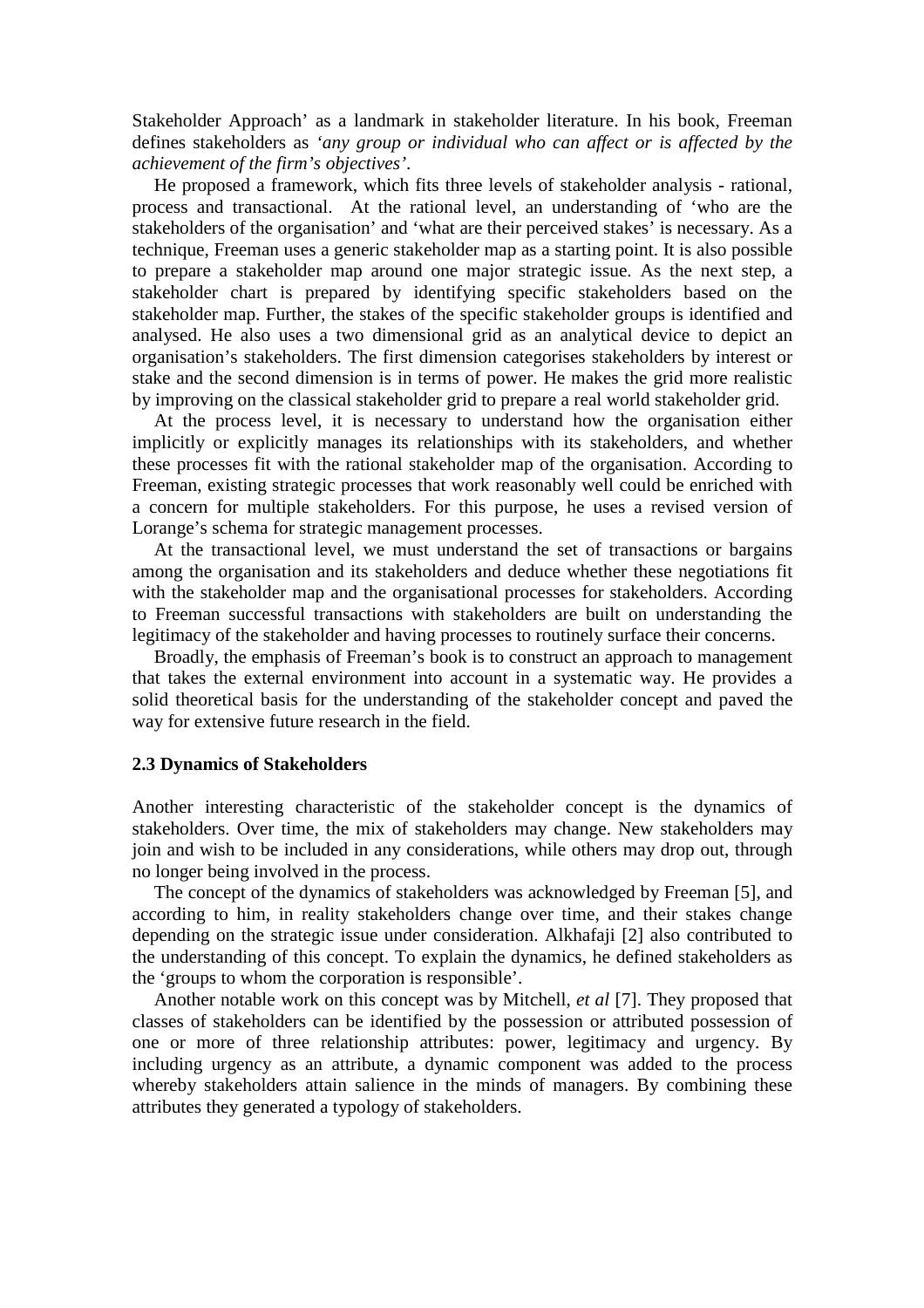Stakeholder Approach' as a landmark in stakeholder literature. In his book, Freeman defines stakeholders as *'any group or individual who can affect or is affected by the achievement of the firm's objectives'*.

He proposed a framework, which fits three levels of stakeholder analysis - rational, process and transactional. At the rational level, an understanding of 'who are the stakeholders of the organisation' and 'what are their perceived stakes' is necessary. As a technique, Freeman uses a generic stakeholder map as a starting point. It is also possible to prepare a stakeholder map around one major strategic issue. As the next step, a stakeholder chart is prepared by identifying specific stakeholders based on the stakeholder map. Further, the stakes of the specific stakeholder groups is identified and analysed. He also uses a two dimensional grid as an analytical device to depict an organisation's stakeholders. The first dimension categorises stakeholders by interest or stake and the second dimension is in terms of power. He makes the grid more realistic by improving on the classical stakeholder grid to prepare a real world stakeholder grid.

At the process level, it is necessary to understand how the organisation either implicitly or explicitly manages its relationships with its stakeholders, and whether these processes fit with the rational stakeholder map of the organisation. According to Freeman, existing strategic processes that work reasonably well could be enriched with a concern for multiple stakeholders. For this purpose, he uses a revised version of Lorange's schema for strategic management processes.

At the transactional level, we must understand the set of transactions or bargains among the organisation and its stakeholders and deduce whether these negotiations fit with the stakeholder map and the organisational processes for stakeholders. According to Freeman successful transactions with stakeholders are built on understanding the legitimacy of the stakeholder and having processes to routinely surface their concerns.

Broadly, the emphasis of Freeman's book is to construct an approach to management that takes the external environment into account in a systematic way. He provides a solid theoretical basis for the understanding of the stakeholder concept and paved the way for extensive future research in the field.

### 2.3 Dynamics of Stakeholders

Another interesting characteristic of the stakeholder concept is the dynamics of stakeholders. Over time, the mix of stakeholders may change. New stakeholders may join and wish to be included in any considerations, while others may drop out, through no longer being involved in the process.

The concept of the dynamics of stakeholders was acknowledged by Freeman [5], and according to him, in reality stakeholders change over time, and their stakes change depending on the strategic issue under consideration. Alkhafaji [2] also contributed to the understanding of this concept. To explain the dynamics, he defined stakeholders as the 'groups to whom the corporation is responsible'.

Another notable work on this concept was by Mitchell, *et al* [7]. They proposed that classes of stakeholders can be identified by the possession or attributed possession of one or more of three relationship attributes: power, legitimacy and urgency. By including urgency as an attribute, a dynamic component was added to the process whereby stakeholders attain salience in the minds of managers. By combining these attributes they generated a typology of stakeholders.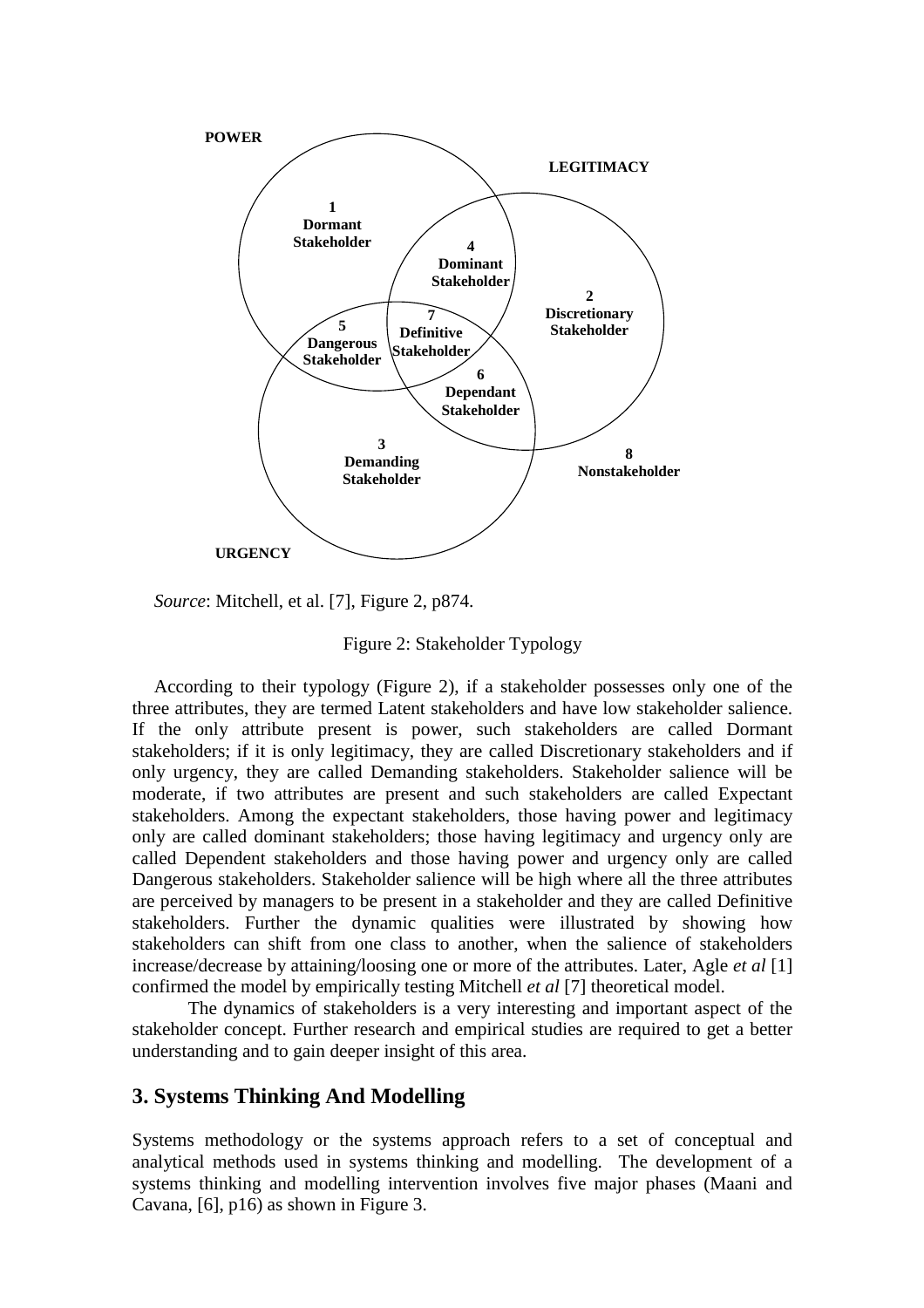POWER

LEGITIMACY

1
Dormant
Stakeholder

4
Dominant
Stakeholder

2
Discretionary
Stakeholder

5
Dangerous
Stakeholder

7
Definitive
Stakeholder

6
Dependant
Stakeholder

3
Demanding
Stakeholder

8
Nonstakeholder

URGENCY

*Source*: Mitchell, et al. [7], Figure 2, p874.

Figure 2: Stakeholder Typology

According to their typology (Figure 2), if a stakeholder possesses only one of the three attributes, they are termed Latent stakeholders and have low stakeholder salience. If the only attribute present is power, such stakeholders are called Dormant stakeholders; if it is only legitimacy, they are called Discretionary stakeholders and if only urgency, they are called Demanding stakeholders. Stakeholder salience will be moderate, if two attributes are present and such stakeholders are called Expectant stakeholders. Among the expectant stakeholders, those having power and legitimacy only are called dominant stakeholders; those having legitimacy and urgency only are called Dependent stakeholders and those having power and urgency only are called Dangerous stakeholders. Stakeholder salience will be high where all the three attributes are perceived by managers to be present in a stakeholder and they are called Definitive stakeholders. Further the dynamic qualities were illustrated by showing how stakeholders can shift from one class to another, when the salience of stakeholders increase/decrease by attaining/loosing one or more of the attributes. Later, Agle *et al* [1] confirmed the model by empirically testing Mitchell *et al* [7] theoretical model.

The dynamics of stakeholders is a very interesting and important aspect of the stakeholder concept. Further research and empirical studies are required to get a better understanding and to gain deeper insight of this area.

## 3. Systems Thinking And Modelling

Systems methodology or the systems approach refers to a set of conceptual and analytical methods used in systems thinking and modelling. The development of a systems thinking and modelling intervention involves five major phases (Maani and Cavana, [6], p16) as shown in Figure 3.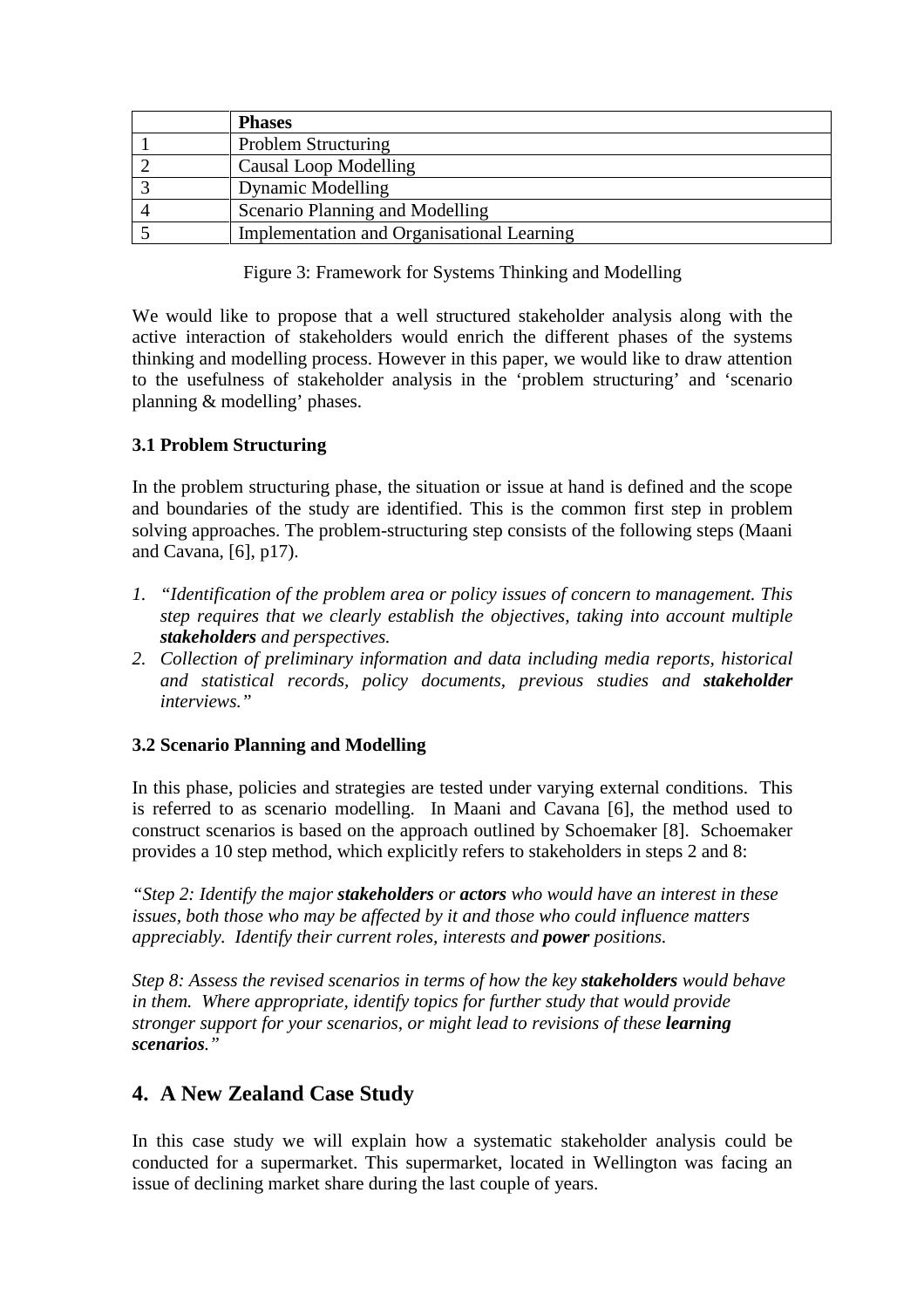| | **Phases** |
|---|---|
| 1 | Problem Structuring |
| 2 | Causal Loop Modelling |
| 3 | Dynamic Modelling |
| 4 | Scenario Planning and Modelling |
| 5 | Implementation and Organisational Learning |

Figure 3: Framework for Systems Thinking and Modelling

We would like to propose that a well structured stakeholder analysis along with the active interaction of stakeholders would enrich the different phases of the systems thinking and modelling process. However in this paper, we would like to draw attention to the usefulness of stakeholder analysis in the 'problem structuring' and 'scenario planning & modelling' phases.

### 3.1 Problem Structuring

In the problem structuring phase, the situation or issue at hand is defined and the scope and boundaries of the study are identified. This is the common first step in problem solving approaches. The problem-structuring step consists of the following steps (Maani and Cavana, [6], p17).

1. *"Identification of the problem area or policy issues of concern to management. This step requires that we clearly establish the objectives, taking into account multiple **stakeholders** and perspectives.*
2. *Collection of preliminary information and data including media reports, historical and statistical records, policy documents, previous studies and **stakeholder** interviews."*

### 3.2 Scenario Planning and Modelling

In this phase, policies and strategies are tested under varying external conditions. This is referred to as scenario modelling. In Maani and Cavana [6], the method used to construct scenarios is based on the approach outlined by Schoemaker [8]. Schoemaker provides a 10 step method, which explicitly refers to stakeholders in steps 2 and 8:

*"Step 2: Identify the major **stakeholders** or **actors** who would have an interest in these issues, both those who may be affected by it and those who could influence matters appreciably. Identify their current roles, interests and **power** positions.*

*Step 8: Assess the revised scenarios in terms of how the key **stakeholders** would behave in them. Where appropriate, identify topics for further study that would provide stronger support for your scenarios, or might lead to revisions of these **learning scenarios**."*

## 4. A New Zealand Case Study

In this case study we will explain how a systematic stakeholder analysis could be conducted for a supermarket. This supermarket, located in Wellington was facing an issue of declining market share during the last couple of years.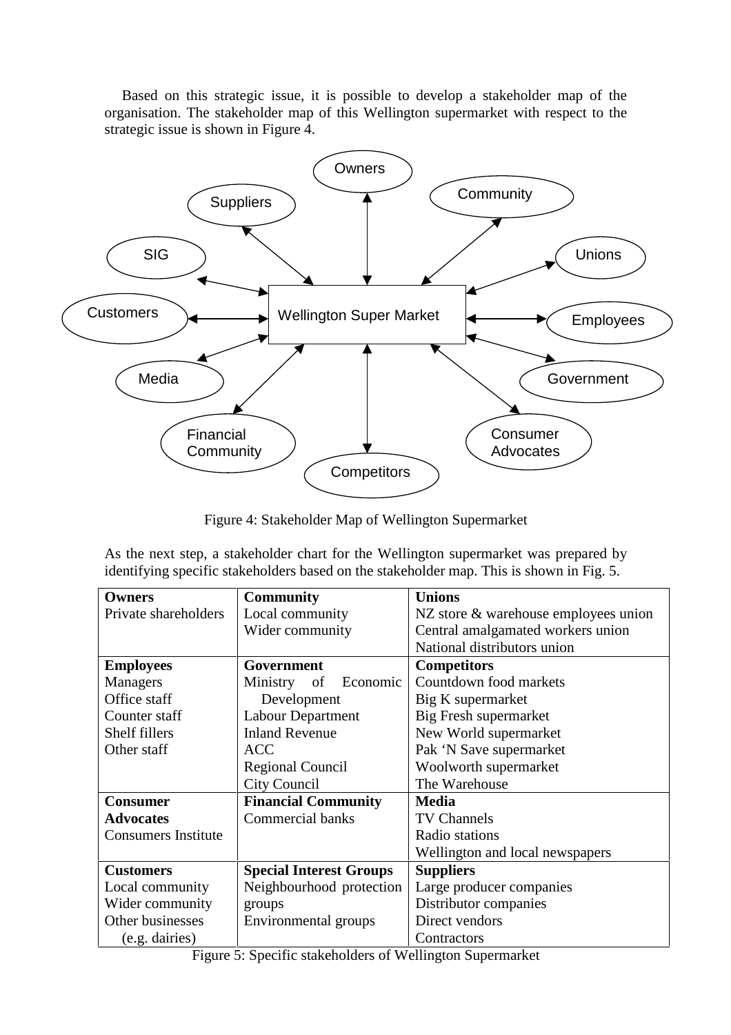Based on this strategic issue, it is possible to develop a stakeholder map of the organisation. The stakeholder map of this Wellington supermarket with respect to the strategic issue is shown in Figure 4.

Figure 4: Stakeholder Map of Wellington Supermarket

As the next step, a stakeholder chart for the Wellington supermarket was prepared by identifying specific stakeholders based on the stakeholder map. This is shown in Fig. 5.

| **Owners** | **Community** | **Unions** |
|---|---|---|
| Private shareholders | Local community<br>Wider community | NZ store & warehouse employees union<br>Central amalgamated workers union<br>National distributors union |
| **Employees** | **Government** | **Competitors** |
| Managers<br>Office staff<br>Counter staff<br>Shelf fillers<br>Other staff | Ministry of Economic Development<br>Labour Department<br>Inland Revenue<br>ACC<br>Regional Council<br>City Council | Countdown food markets<br>Big K supermarket<br>Big Fresh supermarket<br>New World supermarket<br>Pak 'N Save supermarket<br>Woolworth supermarket<br>The Warehouse |
| **Consumer Advocates** | **Financial Community** | **Media** |
| Consumers Institute | Commercial banks | TV Channels<br>Radio stations<br>Wellington and local newspapers |
| **Customers** | **Special Interest Groups** | **Suppliers** |
| Local community<br>Wider community<br>Other businesses (e.g. dairies) | Neighbourhood protection groups<br>Environmental groups | Large producer companies<br>Distributor companies<br>Direct vendors<br>Contractors |

Figure 5: Specific stakeholders of Wellington Supermarket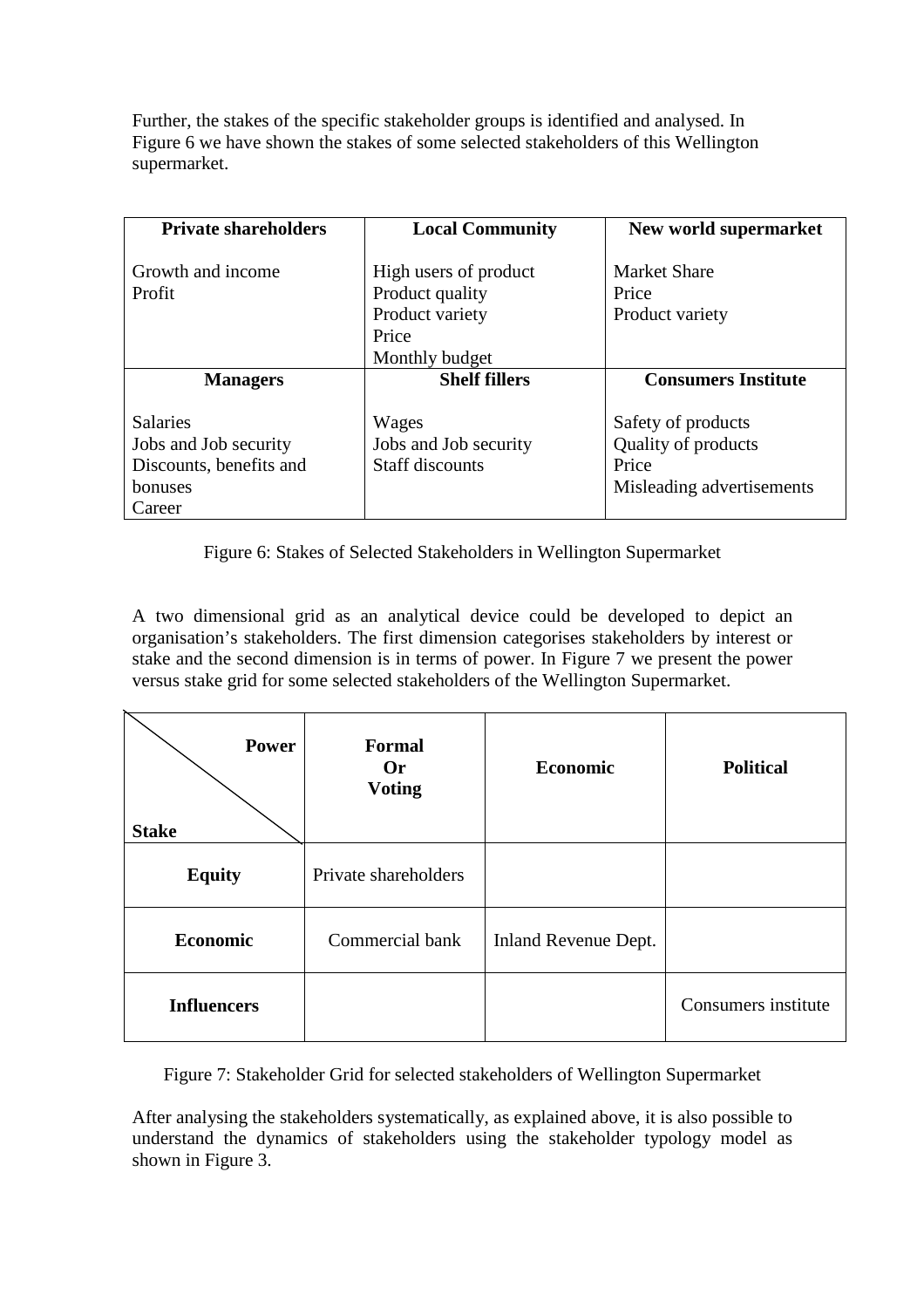Further, the stakes of the specific stakeholder groups is identified and analysed. In Figure 6 we have shown the stakes of some selected stakeholders of this Wellington supermarket.

| **Private shareholders** | **Local Community** | **New world supermarket** |
|---|---|---|
| Growth and income<br>Profit | High users of product<br>Product quality<br>Product variety<br>Price<br>Monthly budget | Market Share<br>Price<br>Product variety |
| **Managers** | **Shelf fillers** | **Consumers Institute** |
| Salaries<br>Jobs and Job security<br>Discounts, benefits and bonuses<br>Career | Wages<br>Jobs and Job security<br>Staff discounts | Safety of products<br>Quality of products<br>Price<br>Misleading advertisements |

Figure 6: Stakes of Selected Stakeholders in Wellington Supermarket

A two dimensional grid as an analytical device could be developed to depict an organisation's stakeholders. The first dimension categorises stakeholders by interest or stake and the second dimension is in terms of power. In Figure 7 we present the power versus stake grid for some selected stakeholders of the Wellington Supermarket.

| **Power** / **Stake** | **Formal Or Voting** | **Economic** | **Political** |
|---|---|---|---|
| **Equity** | Private shareholders | | |
| **Economic** | Commercial bank | Inland Revenue Dept. | |
| **Influencers** | | | Consumers institute |

Figure 7: Stakeholder Grid for selected stakeholders of Wellington Supermarket

After analysing the stakeholders systematically, as explained above, it is also possible to understand the dynamics of stakeholders using the stakeholder typology model as shown in Figure 3.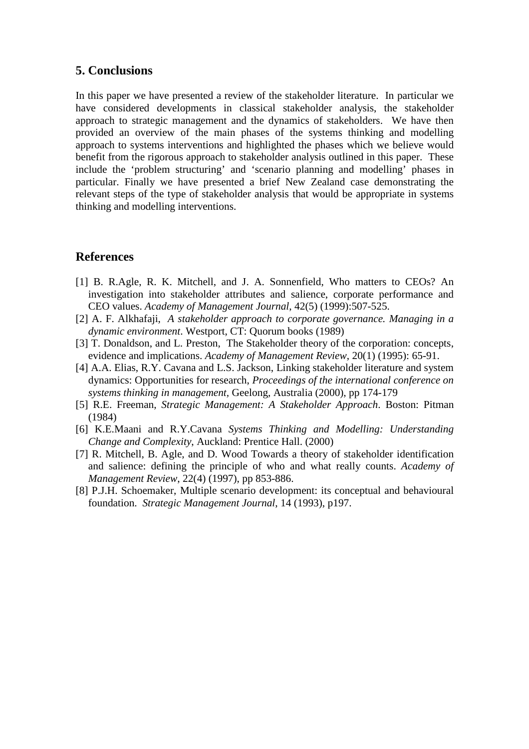## 5. Conclusions

In this paper we have presented a review of the stakeholder literature. In particular we have considered developments in classical stakeholder analysis, the stakeholder approach to strategic management and the dynamics of stakeholders. We have then provided an overview of the main phases of the systems thinking and modelling approach to systems interventions and highlighted the phases which we believe would benefit from the rigorous approach to stakeholder analysis outlined in this paper. These include the 'problem structuring' and 'scenario planning and modelling' phases in particular. Finally we have presented a brief New Zealand case demonstrating the relevant steps of the type of stakeholder analysis that would be appropriate in systems thinking and modelling interventions.

## References

[1] B. R.Agle, R. K. Mitchell, and J. A. Sonnenfield, Who matters to CEOs? An investigation into stakeholder attributes and salience, corporate performance and CEO values. *Academy of Management Journal*, 42(5) (1999):507-525.

[2] A. F. Alkhafaji, *A stakeholder approach to corporate governance. Managing in a dynamic environment*. Westport, CT: Quorum books (1989)

[3] T. Donaldson, and L. Preston, The Stakeholder theory of the corporation: concepts, evidence and implications. *Academy of Management Review*, 20(1) (1995): 65-91.

[4] A.A. Elias, R.Y. Cavana and L.S. Jackson, Linking stakeholder literature and system dynamics: Opportunities for research, *Proceedings of the international conference on systems thinking in management*, Geelong, Australia (2000), pp 174-179

[5] R.E. Freeman, *Strategic Management: A Stakeholder Approach*. Boston: Pitman (1984)

[6] K.E.Maani and R.Y.Cavana *Systems Thinking and Modelling: Understanding Change and Complexity*, Auckland: Prentice Hall. (2000)

[7] R. Mitchell, B. Agle, and D. Wood Towards a theory of stakeholder identification and salience: defining the principle of who and what really counts. *Academy of Management Review*, 22(4) (1997), pp 853-886.

[8] P.J.H. Schoemaker, Multiple scenario development: its conceptual and behavioural foundation. *Strategic Management Journal*, 14 (1993), p197.